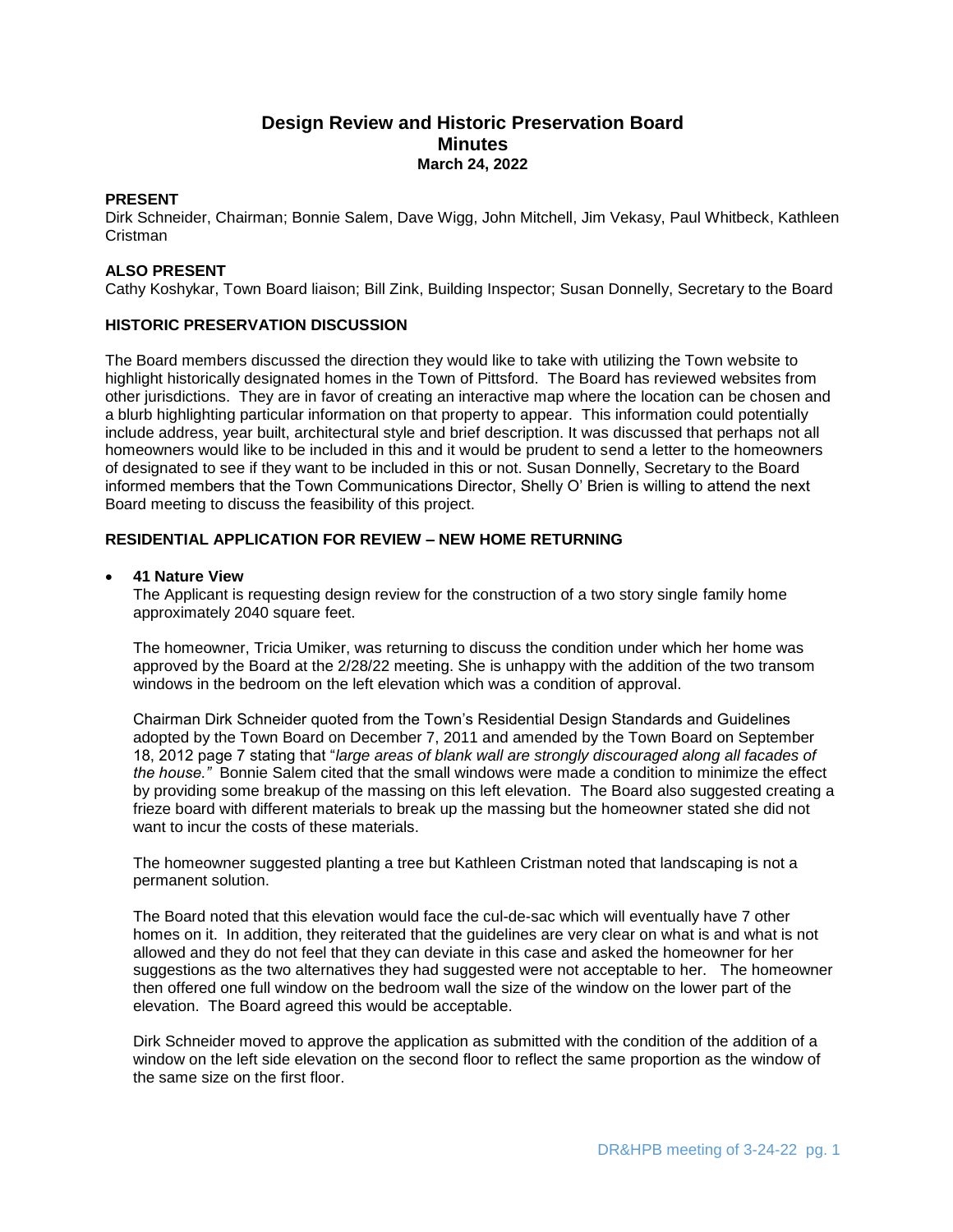# Design Review and Historic Preservation Board
## Minutes
### March 24, 2022

**PRESENT**
Dirk Schneider, Chairman; Bonnie Salem, Dave Wigg, John Mitchell, Jim Vekasy, Paul Whitbeck, Kathleen Cristman

**ALSO PRESENT**
Cathy Koshykar, Town Board liaison; Bill Zink, Building Inspector; Susan Donnelly, Secretary to the Board

**HISTORIC PRESERVATION DISCUSSION**

The Board members discussed the direction they would like to take with utilizing the Town website to highlight historically designated homes in the Town of Pittsford. The Board has reviewed websites from other jurisdictions. They are in favor of creating an interactive map where the location can be chosen and a blurb highlighting particular information on that property to appear. This information could potentially include address, year built, architectural style and brief description. It was discussed that perhaps not all homeowners would like to be included in this and it would be prudent to send a letter to the homeowners of designated to see if they want to be included in this or not. Susan Donnelly, Secretary to the Board informed members that the Town Communications Director, Shelly O' Brien is willing to attend the next Board meeting to discuss the feasibility of this project.

**RESIDENTIAL APPLICATION FOR REVIEW – NEW HOME RETURNING**

- **41 Nature View**
  The Applicant is requesting design review for the construction of a two story single family home approximately 2040 square feet.

  The homeowner, Tricia Umiker, was returning to discuss the condition under which her home was approved by the Board at the 2/28/22 meeting. She is unhappy with the addition of the two transom windows in the bedroom on the left elevation which was a condition of approval.

  Chairman Dirk Schneider quoted from the Town's Residential Design Standards and Guidelines adopted by the Town Board on December 7, 2011 and amended by the Town Board on September 18, 2012 page 7 stating that "*large areas of blank wall are strongly discouraged along all facades of the house."* Bonnie Salem cited that the small windows were made a condition to minimize the effect by providing some breakup of the massing on this left elevation. The Board also suggested creating a frieze board with different materials to break up the massing but the homeowner stated she did not want to incur the costs of these materials.

  The homeowner suggested planting a tree but Kathleen Cristman noted that landscaping is not a permanent solution.

  The Board noted that this elevation would face the cul-de-sac which will eventually have 7 other homes on it. In addition, they reiterated that the guidelines are very clear on what is and what is not allowed and they do not feel that they can deviate in this case and asked the homeowner for her suggestions as the two alternatives they had suggested were not acceptable to her. The homeowner then offered one full window on the bedroom wall the size of the window on the lower part of the elevation. The Board agreed this would be acceptable.

  Dirk Schneider moved to approve the application as submitted with the condition of the addition of a window on the left side elevation on the second floor to reflect the same proportion as the window of the same size on the first floor.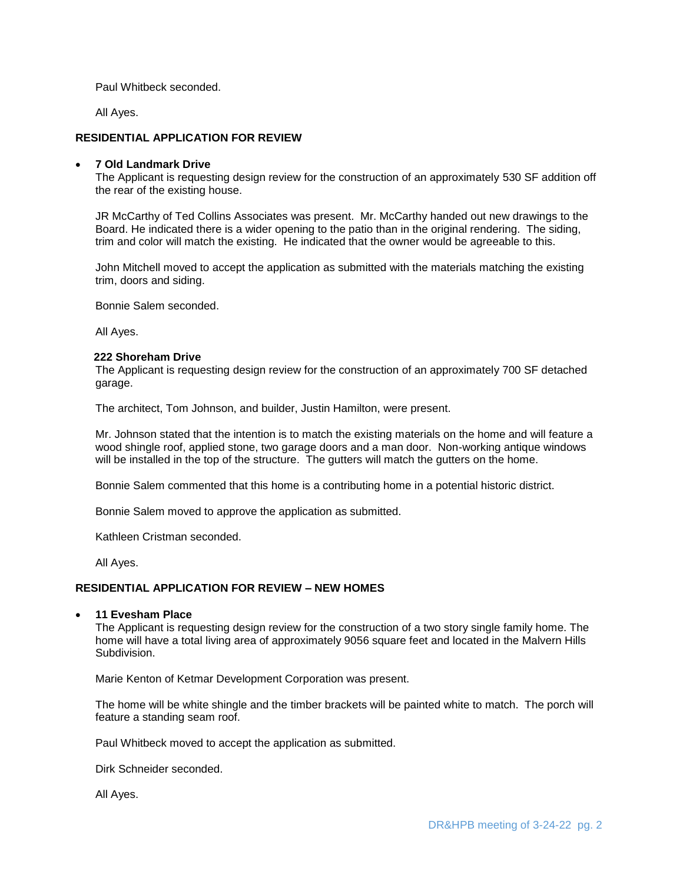Paul Whitbeck seconded.

All Ayes.

## RESIDENTIAL APPLICATION FOR REVIEW

- **7 Old Landmark Drive**
  The Applicant is requesting design review for the construction of an approximately 530 SF addition off the rear of the existing house.

  JR McCarthy of Ted Collins Associates was present. Mr. McCarthy handed out new drawings to the Board. He indicated there is a wider opening to the patio than in the original rendering. The siding, trim and color will match the existing. He indicated that the owner would be agreeable to this.

  John Mitchell moved to accept the application as submitted with the materials matching the existing trim, doors and siding.

  Bonnie Salem seconded.

  All Ayes.

  **222 Shoreham Drive**
  The Applicant is requesting design review for the construction of an approximately 700 SF detached garage.

  The architect, Tom Johnson, and builder, Justin Hamilton, were present.

  Mr. Johnson stated that the intention is to match the existing materials on the home and will feature a wood shingle roof, applied stone, two garage doors and a man door. Non-working antique windows will be installed in the top of the structure. The gutters will match the gutters on the home.

  Bonnie Salem commented that this home is a contributing home in a potential historic district.

  Bonnie Salem moved to approve the application as submitted.

  Kathleen Cristman seconded.

  All Ayes.

## RESIDENTIAL APPLICATION FOR REVIEW – NEW HOMES

- **11 Evesham Place**
  The Applicant is requesting design review for the construction of a two story single family home. The home will have a total living area of approximately 9056 square feet and located in the Malvern Hills Subdivision.

  Marie Kenton of Ketmar Development Corporation was present.

  The home will be white shingle and the timber brackets will be painted white to match. The porch will feature a standing seam roof.

  Paul Whitbeck moved to accept the application as submitted.

  Dirk Schneider seconded.

  All Ayes.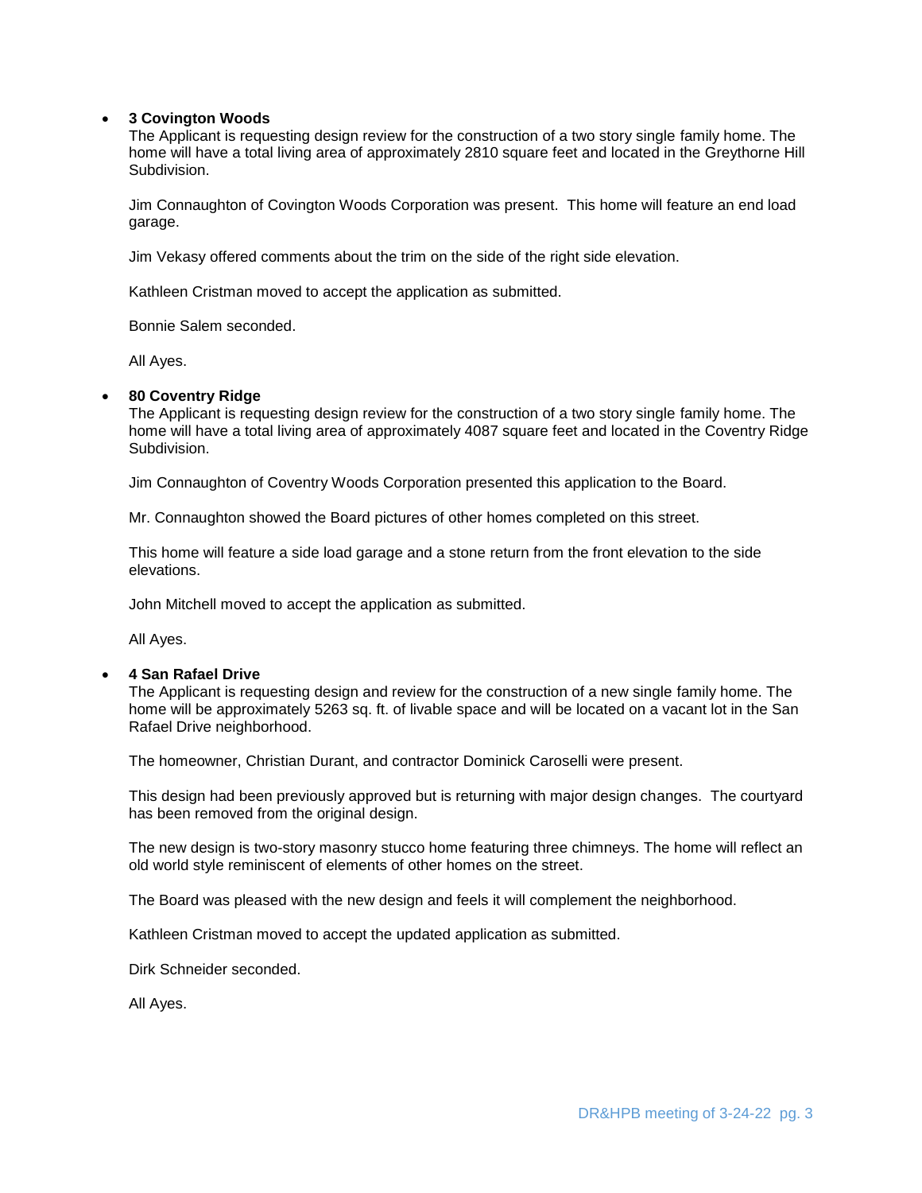- **3 Covington Woods**

  The Applicant is requesting design review for the construction of a two story single family home. The home will have a total living area of approximately 2810 square feet and located in the Greythorne Hill Subdivision.

  Jim Connaughton of Covington Woods Corporation was present. This home will feature an end load garage.

  Jim Vekasy offered comments about the trim on the side of the right side elevation.

  Kathleen Cristman moved to accept the application as submitted.

  Bonnie Salem seconded.

  All Ayes.

- **80 Coventry Ridge**

  The Applicant is requesting design review for the construction of a two story single family home. The home will have a total living area of approximately 4087 square feet and located in the Coventry Ridge Subdivision.

  Jim Connaughton of Coventry Woods Corporation presented this application to the Board.

  Mr. Connaughton showed the Board pictures of other homes completed on this street.

  This home will feature a side load garage and a stone return from the front elevation to the side elevations.

  John Mitchell moved to accept the application as submitted.

  All Ayes.

- **4 San Rafael Drive**

  The Applicant is requesting design and review for the construction of a new single family home. The home will be approximately 5263 sq. ft. of livable space and will be located on a vacant lot in the San Rafael Drive neighborhood.

  The homeowner, Christian Durant, and contractor Dominick Caroselli were present.

  This design had been previously approved but is returning with major design changes. The courtyard has been removed from the original design.

  The new design is two-story masonry stucco home featuring three chimneys. The home will reflect an old world style reminiscent of elements of other homes on the street.

  The Board was pleased with the new design and feels it will complement the neighborhood.

  Kathleen Cristman moved to accept the updated application as submitted.

  Dirk Schneider seconded.

  All Ayes.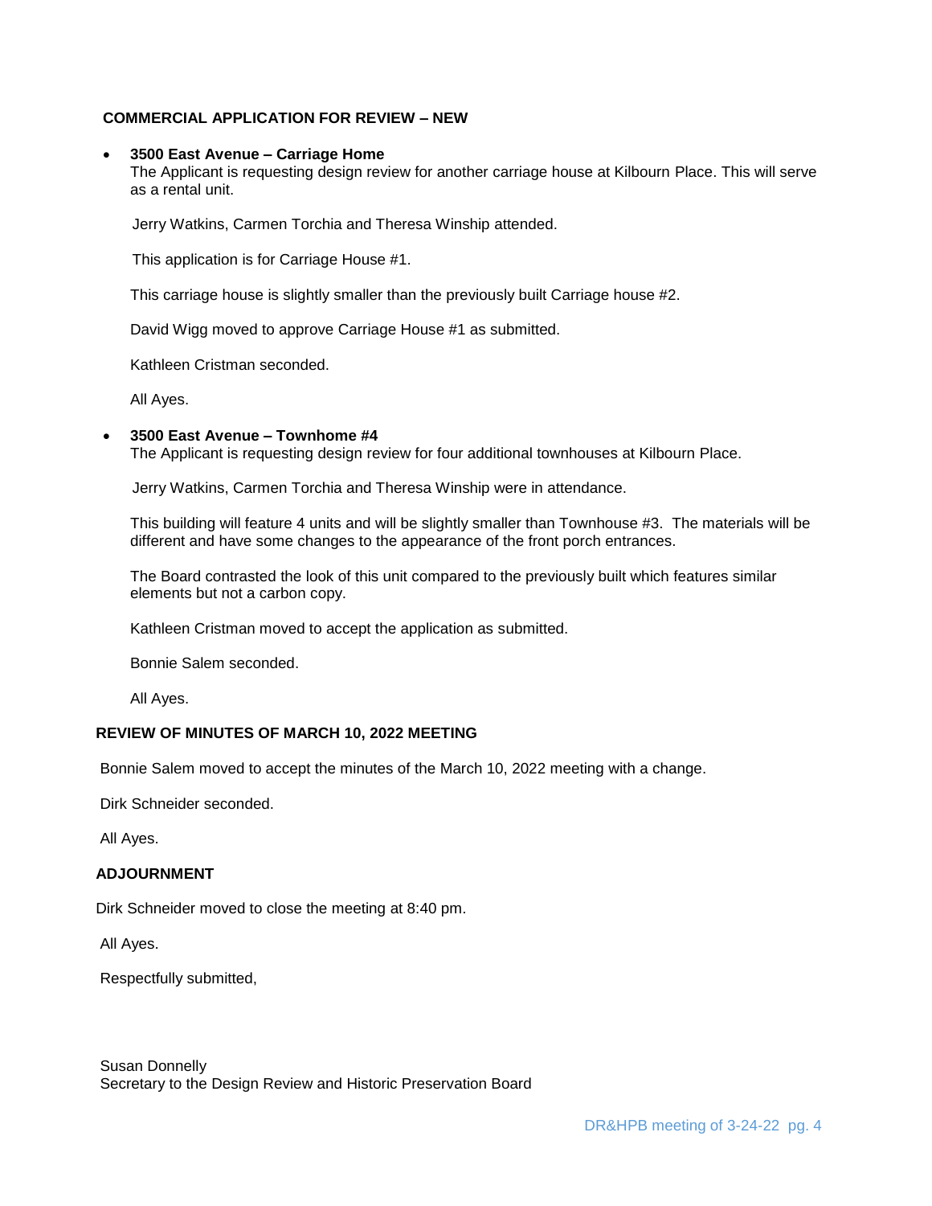### COMMERCIAL APPLICATION FOR REVIEW – NEW

- **3500 East Avenue – Carriage Home**
  The Applicant is requesting design review for another carriage house at Kilbourn Place. This will serve as a rental unit.

  Jerry Watkins, Carmen Torchia and Theresa Winship attended.

  This application is for Carriage House #1.

  This carriage house is slightly smaller than the previously built Carriage house #2.

  David Wigg moved to approve Carriage House #1 as submitted.

  Kathleen Cristman seconded.

  All Ayes.

- **3500 East Avenue – Townhome #4**
  The Applicant is requesting design review for four additional townhouses at Kilbourn Place.

  Jerry Watkins, Carmen Torchia and Theresa Winship were in attendance.

  This building will feature 4 units and will be slightly smaller than Townhouse #3. The materials will be different and have some changes to the appearance of the front porch entrances.

  The Board contrasted the look of this unit compared to the previously built which features similar elements but not a carbon copy.

  Kathleen Cristman moved to accept the application as submitted.

  Bonnie Salem seconded.

  All Ayes.

### REVIEW OF MINUTES OF MARCH 10, 2022 MEETING

Bonnie Salem moved to accept the minutes of the March 10, 2022 meeting with a change.

Dirk Schneider seconded.

All Ayes.

### ADJOURNMENT

Dirk Schneider moved to close the meeting at 8:40 pm.

All Ayes.

Respectfully submitted,

Susan Donnelly
Secretary to the Design Review and Historic Preservation Board